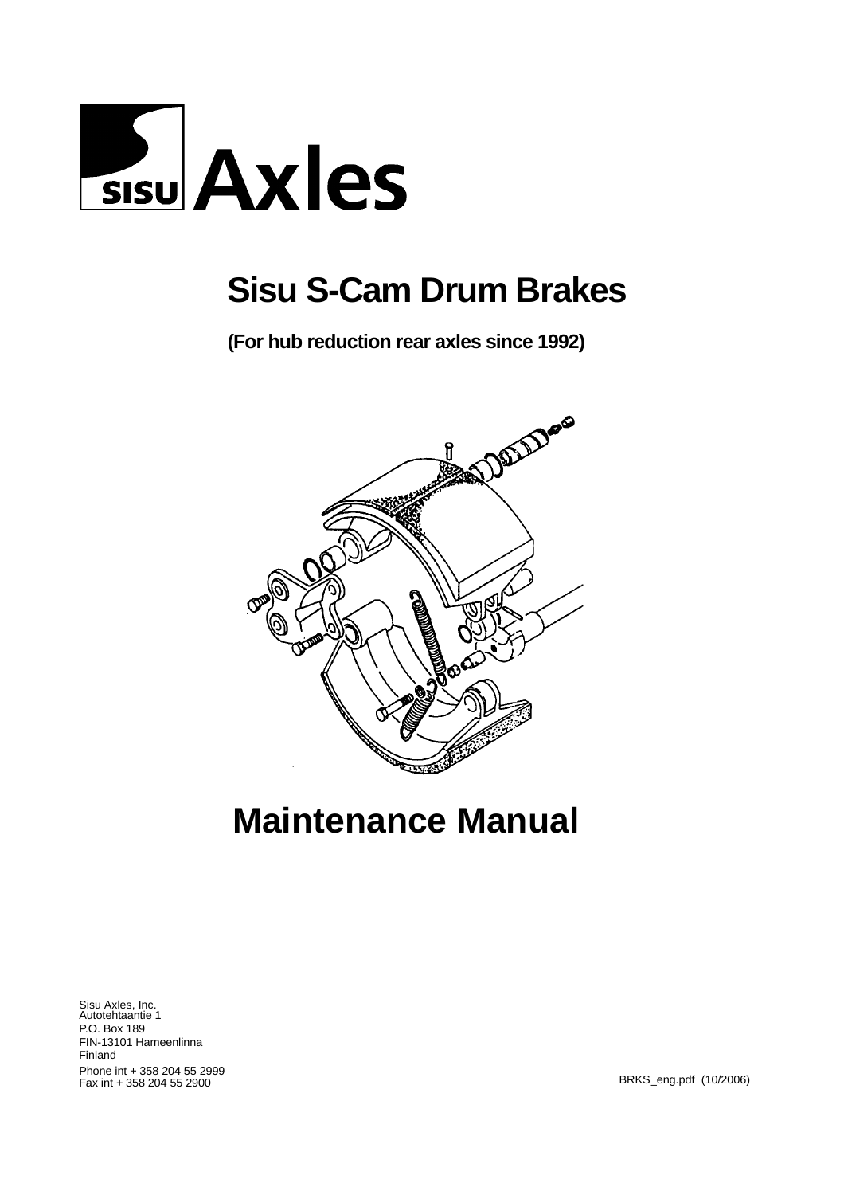SISU Axles

# Sisu S-Cam Drum Brakes

**(For hub reduction rear axles since 1992)**

# Maintenance Manual

Sisu Axles, Inc.
Autotehtaantie 1
P.O. Box 189
FIN-13101 Hameenlinna
Finland
Phone int + 358 204 55 2999
Fax int + 358 204 55 2900

BRKS_eng.pdf (10/2006)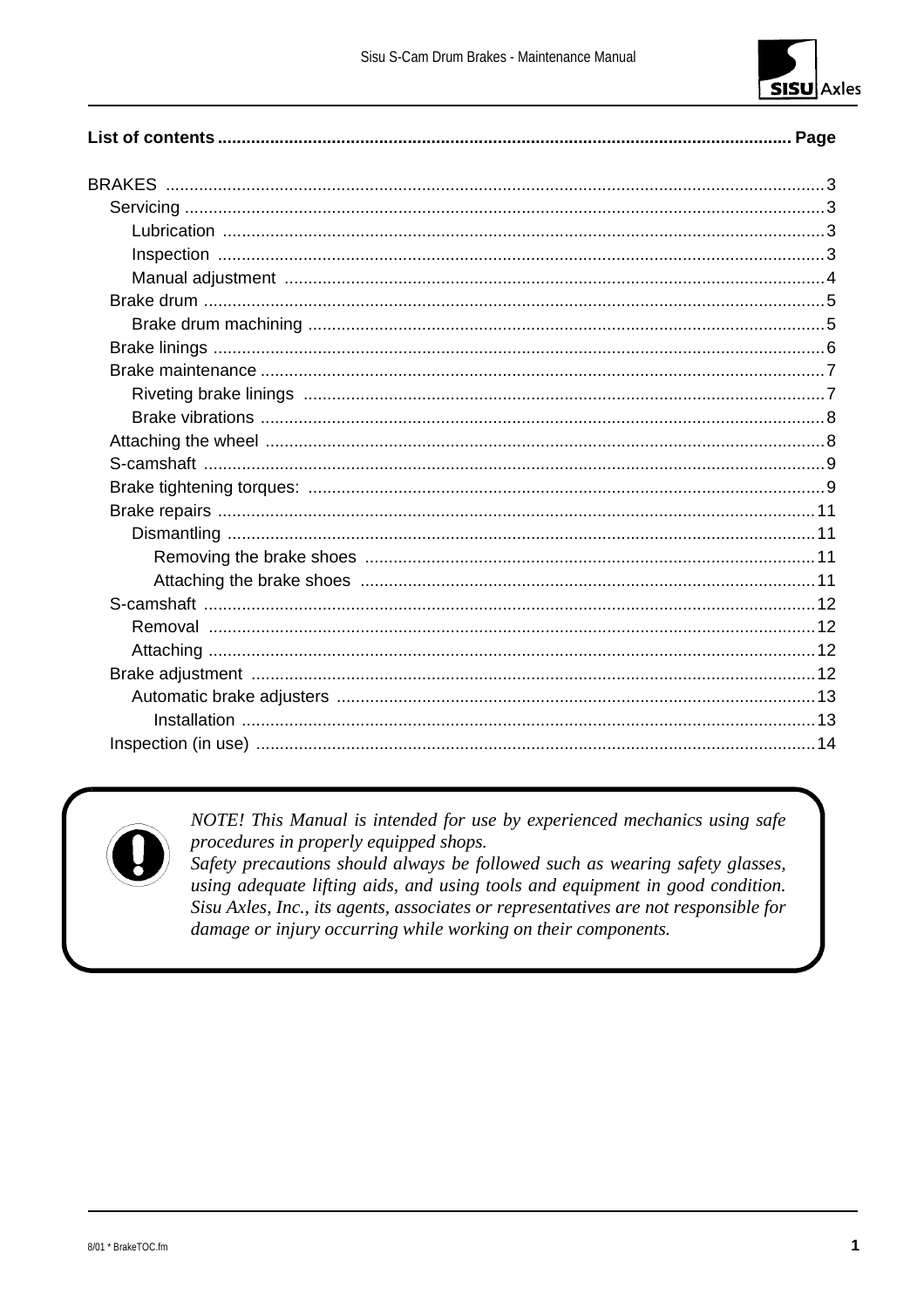**List of contents ......................................................................................................................... Page**

- BRAKES ........................................................................................................................... 3
  - Servicing ........................................................................................................................ 3
    - Lubrication ................................................................................................................. 3
    - Inspection .................................................................................................................. 3
    - Manual adjustment ..................................................................................................... 4
  - Brake drum ...................................................................................................................... 5
    - Brake drum machining ................................................................................................ 5
  - Brake linings .................................................................................................................... 6
  - Brake maintenance .......................................................................................................... 7
    - Riveting brake linings ................................................................................................. 7
    - Brake vibrations .......................................................................................................... 8
  - Attaching the wheel ......................................................................................................... 8
  - S-camshaft ...................................................................................................................... 9
  - Brake tightening torques: ................................................................................................ 9
  - Brake repairs ................................................................................................................. 11
    - Dismantling ............................................................................................................... 11
      - Removing the brake shoes ................................................................................... 11
      - Attaching the brake shoes .................................................................................... 11
  - S-camshaft .................................................................................................................... 12
    - Removal .................................................................................................................... 12
    - Attaching ................................................................................................................... 12
  - Brake adjustment .......................................................................................................... 12
    - Automatic brake adjusters ......................................................................................... 13
      - Installation ............................................................................................................ 13
  - Inspection (in use) ......................................................................................................... 14

*NOTE! This Manual is intended for use by experienced mechanics using safe procedures in properly equipped shops.*
*Safety precautions should always be followed such as wearing safety glasses, using adequate lifting aids, and using tools and equipment in good condition. Sisu Axles, Inc., its agents, associates or representatives are not responsible for damage or injury occurring while working on their components.*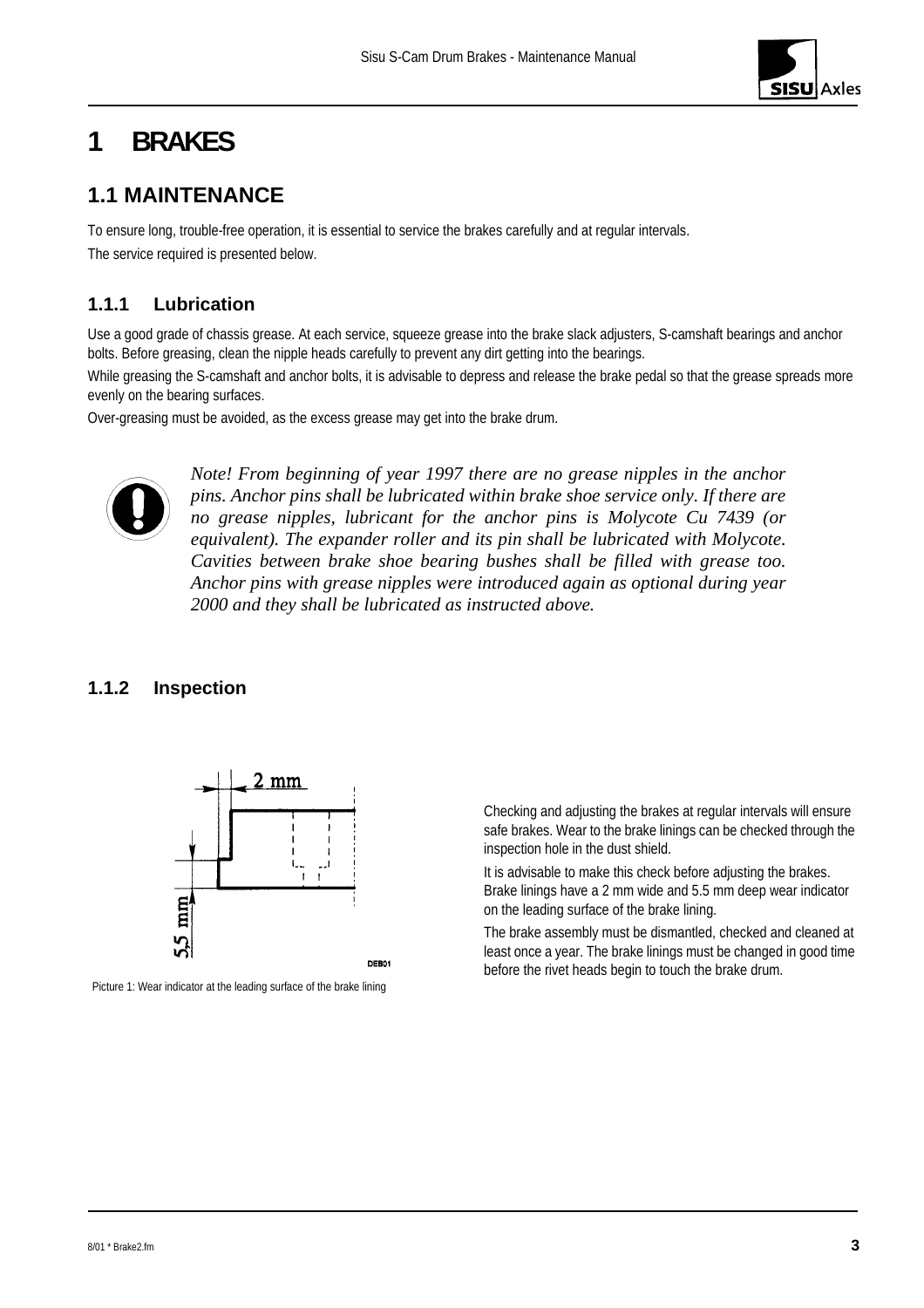# 1 BRAKES

## 1.1 MAINTENANCE

To ensure long, trouble-free operation, it is essential to service the brakes carefully and at regular intervals.

The service required is presented below.

### 1.1.1 Lubrication

Use a good grade of chassis grease. At each service, squeeze grease into the brake slack adjusters, S-camshaft bearings and anchor bolts. Before greasing, clean the nipple heads carefully to prevent any dirt getting into the bearings.

While greasing the S-camshaft and anchor bolts, it is advisable to depress and release the brake pedal so that the grease spreads more evenly on the bearing surfaces.

Over-greasing must be avoided, as the excess grease may get into the brake drum.

*Note! From beginning of year 1997 there are no grease nipples in the anchor pins. Anchor pins shall be lubricated within brake shoe service only. If there are no grease nipples, lubricant for the anchor pins is Molycote Cu 7439 (or equivalent). The expander roller and its pin shall be lubricated with Molycote. Cavities between brake shoe bearing bushes shall be filled with grease too. Anchor pins with grease nipples were introduced again as optional during year 2000 and they shall be lubricated as instructed above.*

### 1.1.2 Inspection

Picture 1: Wear indicator at the leading surface of the brake lining

Checking and adjusting the brakes at regular intervals will ensure safe brakes. Wear to the brake linings can be checked through the inspection hole in the dust shield.

It is advisable to make this check before adjusting the brakes. Brake linings have a 2 mm wide and 5.5 mm deep wear indicator on the leading surface of the brake lining.

The brake assembly must be dismantled, checked and cleaned at least once a year. The brake linings must be changed in good time before the rivet heads begin to touch the brake drum.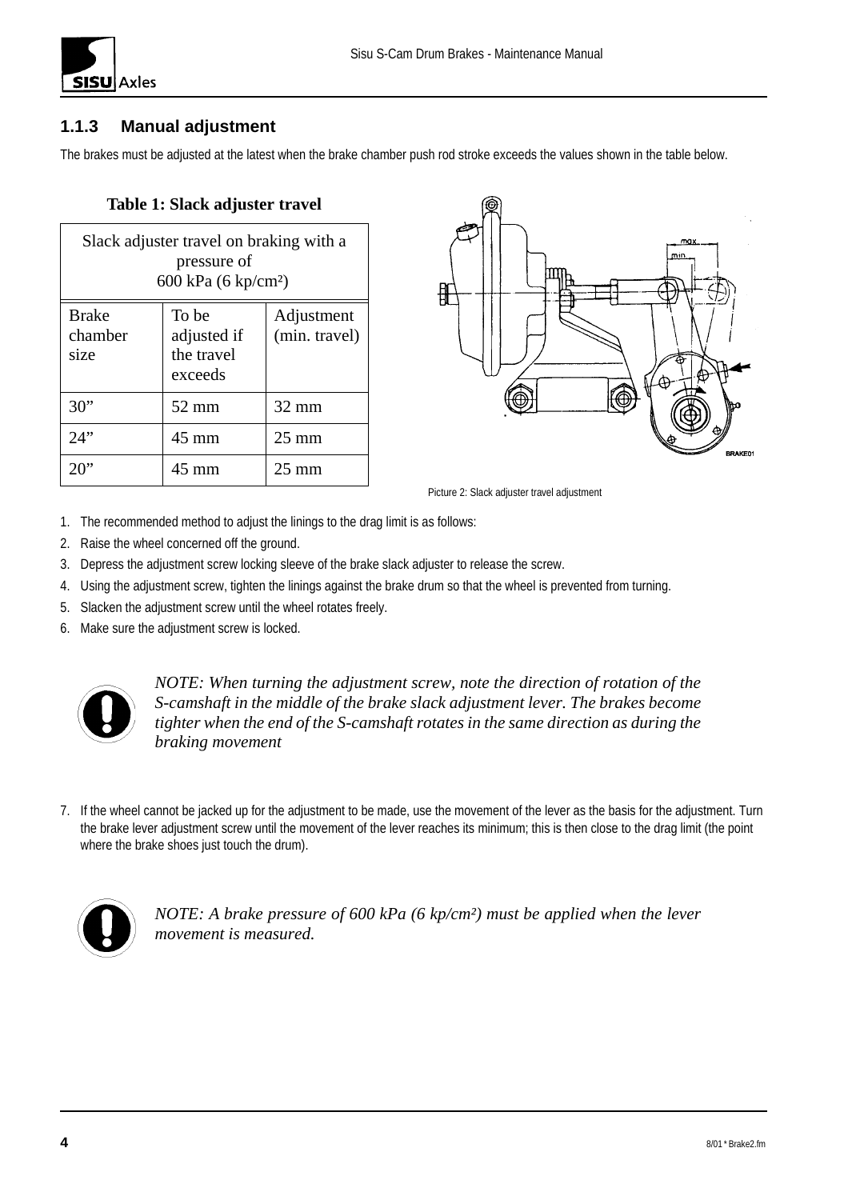### 1.1.3 Manual adjustment

The brakes must be adjusted at the latest when the brake chamber push rod stroke exceeds the values shown in the table below.

**Table 1: Slack adjuster travel**

| Slack adjuster travel on braking with a pressure of 600 kPa (6 kp/cm²) | | |
|---|---|---|
| Brake chamber size | To be adjusted if the travel exceeds | Adjustment (min. travel) |
| 30” | 52 mm | 32 mm |
| 24” | 45 mm | 25 mm |
| 20” | 45 mm | 25 mm |

Picture 2: Slack adjuster travel adjustment

1. The recommended method to adjust the linings to the drag limit is as follows:
2. Raise the wheel concerned off the ground.
3. Depress the adjustment screw locking sleeve of the brake slack adjuster to release the screw.
4. Using the adjustment screw, tighten the linings against the brake drum so that the wheel is prevented from turning.
5. Slacken the adjustment screw until the wheel rotates freely.
6. Make sure the adjustment screw is locked.

*NOTE: When turning the adjustment screw, note the direction of rotation of the S-camshaft in the middle of the brake slack adjustment lever. The brakes become tighter when the end of the S-camshaft rotates in the same direction as during the braking movement*

7. If the wheel cannot be jacked up for the adjustment to be made, use the movement of the lever as the basis for the adjustment. Turn the brake lever adjustment screw until the movement of the lever reaches its minimum; this is then close to the drag limit (the point where the brake shoes just touch the drum).

*NOTE: A brake pressure of 600 kPa (6 kp/cm²) must be applied when the lever movement is measured.*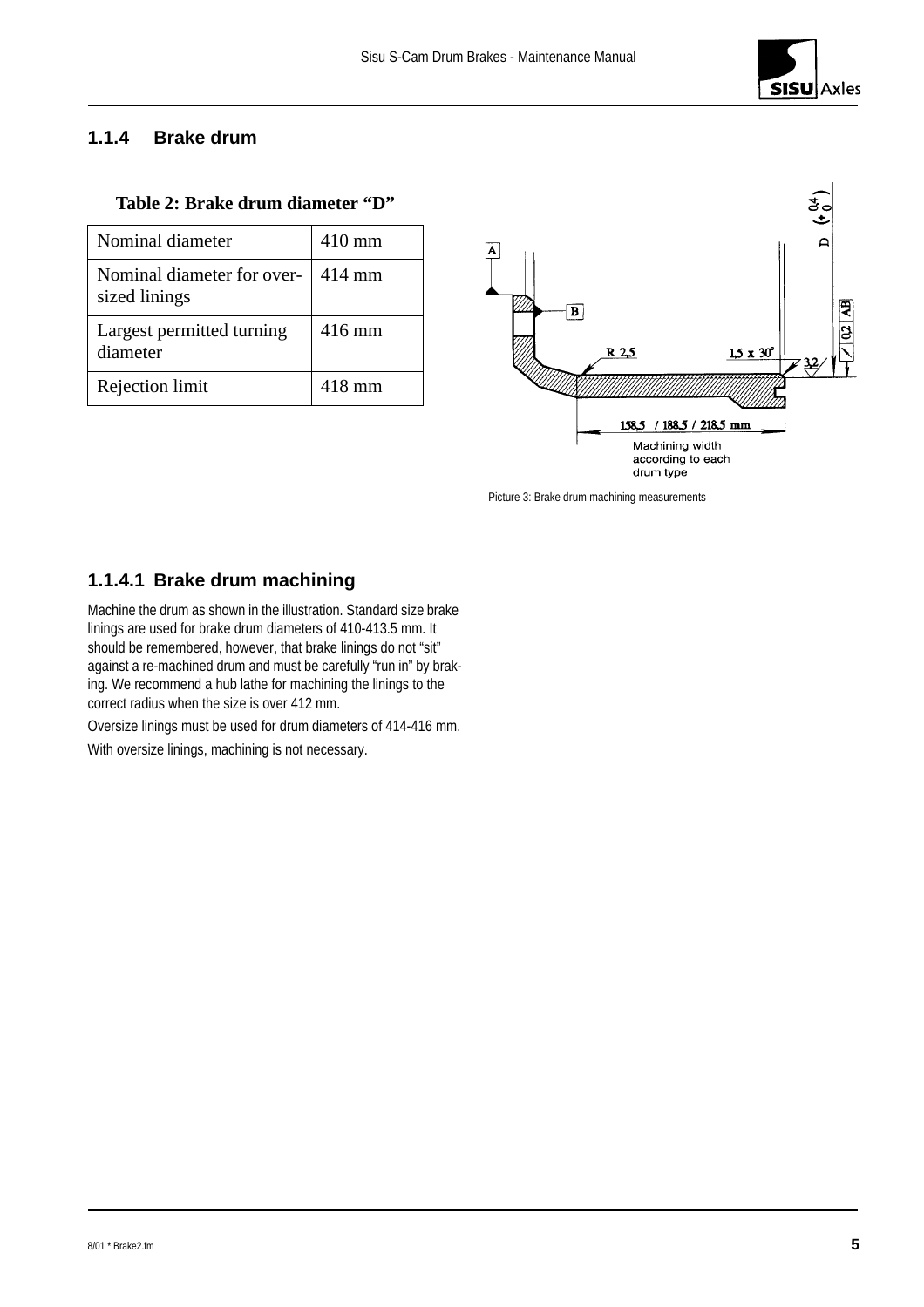## 1.1.4 Brake drum

**Table 2: Brake drum diameter "D"**

| Nominal diameter | 410 mm |
|---|---|
| Nominal diameter for oversized linings | 414 mm |
| Largest permitted turning diameter | 416 mm |
| Rejection limit | 418 mm |

Picture 3: Brake drum machining measurements

### 1.1.4.1 Brake drum machining

Machine the drum as shown in the illustration. Standard size brake linings are used for brake drum diameters of 410-413.5 mm. It should be remembered, however, that brake linings do not "sit" against a re-machined drum and must be carefully "run in" by braking. We recommend a hub lathe for machining the linings to the correct radius when the size is over 412 mm.

Oversize linings must be used for drum diameters of 414-416 mm.

With oversize linings, machining is not necessary.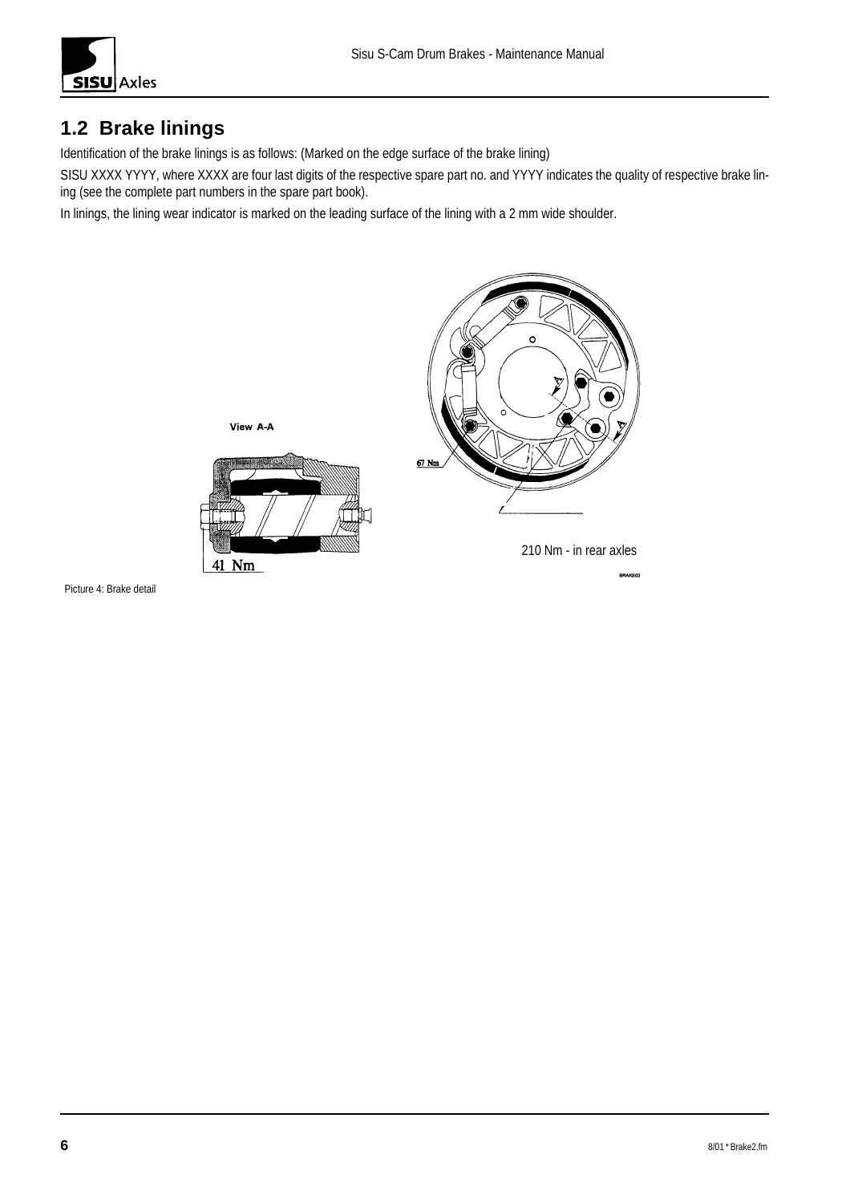## 1.2 Brake linings

Identification of the brake linings is as follows: (Marked on the edge surface of the brake lining)

SISU XXXX YYYY, where XXXX are four last digits of the respective spare part no. and YYYY indicates the quality of respective brake lining (see the complete part numbers in the spare part book).

In linings, the lining wear indicator is marked on the leading surface of the lining with a 2 mm wide shoulder.

View A-A

41 Nm

67 Nm

210 Nm - in rear axles

BRAKE03

Picture 4: Brake detail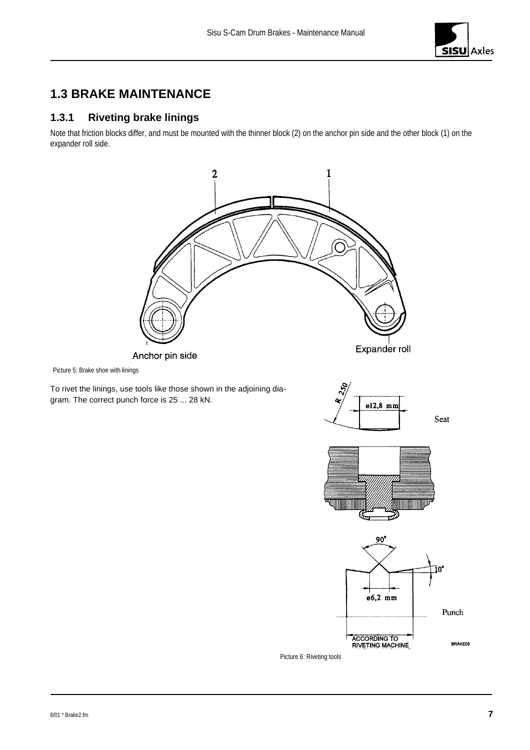# 1.3 BRAKE MAINTENANCE

## 1.3.1 Riveting brake linings

Note that friction blocks differ, and must be mounted with the thinner block (2) on the anchor pin side and the other block (1) on the expander roll side.

Picture 5: Brake shoe with linings

To rivet the linings, use tools like those shown in the adjoining diagram. The correct punch force is 25 ... 28 kN.

Picture 6: Riveting tools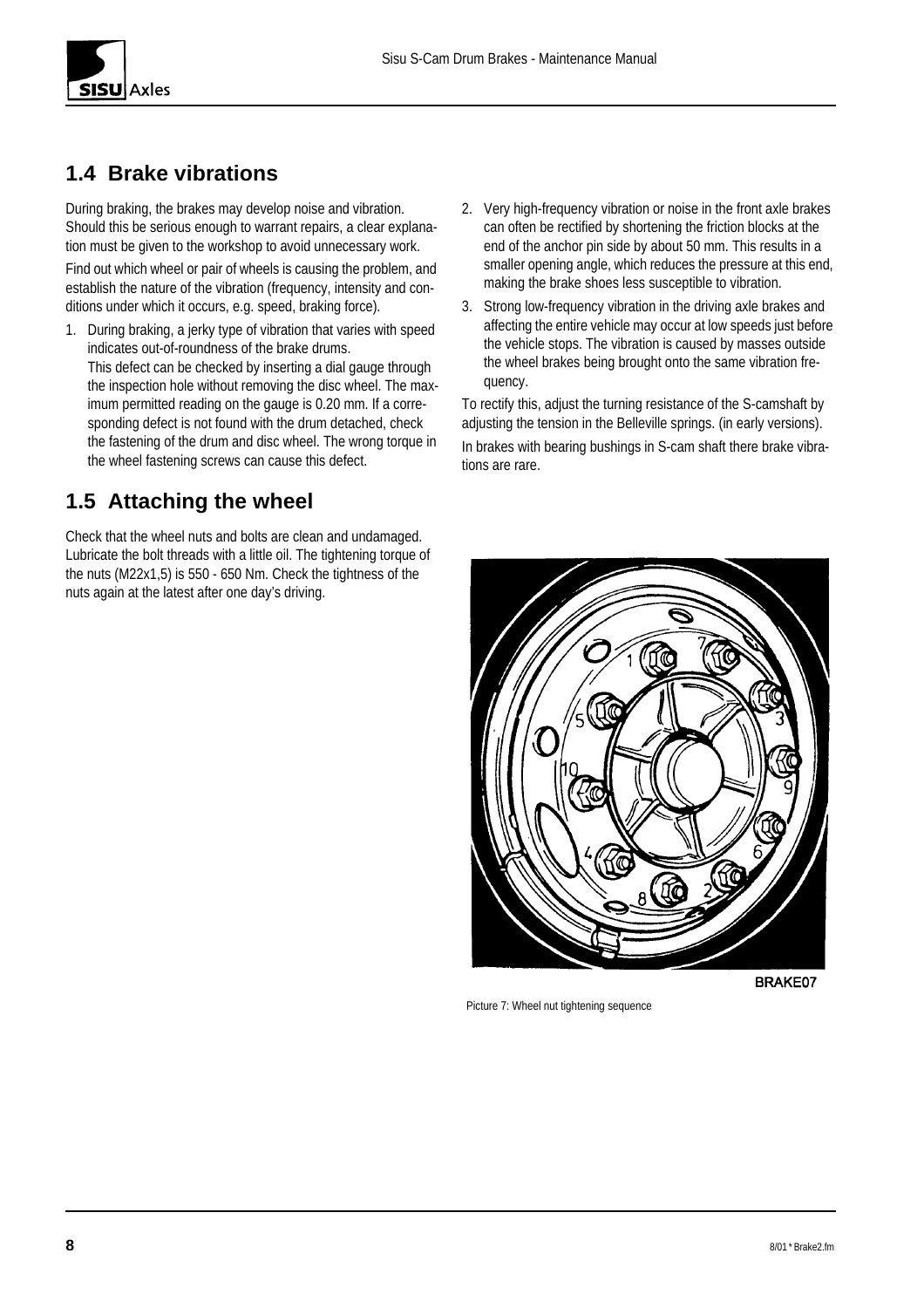## 1.4 Brake vibrations

During braking, the brakes may develop noise and vibration. Should this be serious enough to warrant repairs, a clear explanation must be given to the workshop to avoid unnecessary work.

Find out which wheel or pair of wheels is causing the problem, and establish the nature of the vibration (frequency, intensity and conditions under which it occurs, e.g. speed, braking force).

1. During braking, a jerky type of vibration that varies with speed indicates out-of-roundness of the brake drums.
   This defect can be checked by inserting a dial gauge through the inspection hole without removing the disc wheel. The maximum permitted reading on the gauge is 0.20 mm. If a corresponding defect is not found with the drum detached, check the fastening of the drum and disc wheel. The wrong torque in the wheel fastening screws can cause this defect.
2. Very high-frequency vibration or noise in the front axle brakes can often be rectified by shortening the friction blocks at the end of the anchor pin side by about 50 mm. This results in a smaller opening angle, which reduces the pressure at this end, making the brake shoes less susceptible to vibration.
3. Strong low-frequency vibration in the driving axle brakes and affecting the entire vehicle may occur at low speeds just before the vehicle stops. The vibration is caused by masses outside the wheel brakes being brought onto the same vibration frequency.

To rectify this, adjust the turning resistance of the S-camshaft by adjusting the tension in the Belleville springs. (in early versions).

In brakes with bearing bushings in S-cam shaft there brake vibrations are rare.

## 1.5 Attaching the wheel

Check that the wheel nuts and bolts are clean and undamaged. Lubricate the bolt threads with a little oil. The tightening torque of the nuts (M22x1,5) is 550 - 650 Nm. Check the tightness of the nuts again at the latest after one day's driving.

BRAKE07

Picture 7: Wheel nut tightening sequence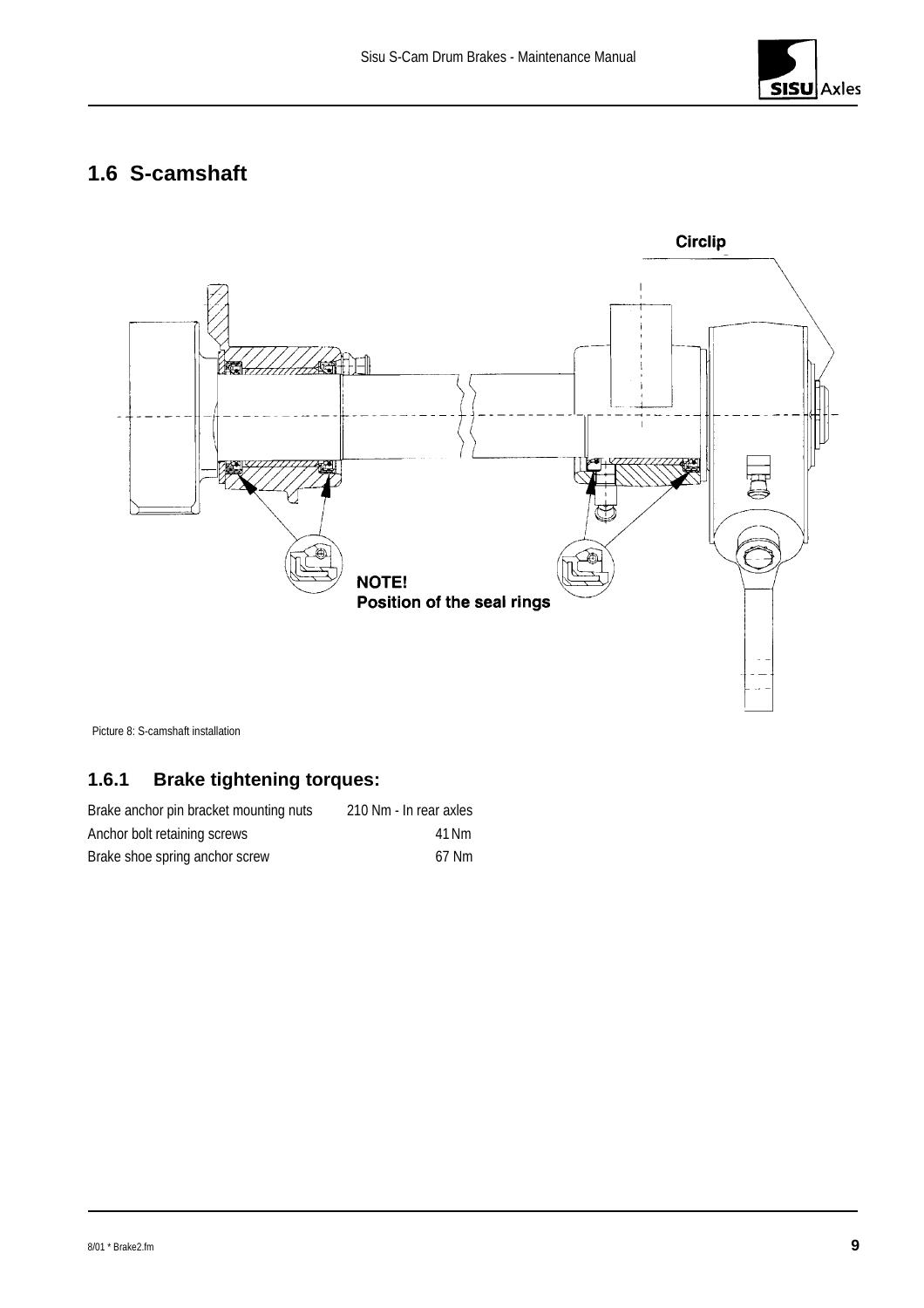## 1.6 S-camshaft

Picture 8: S-camshaft installation

### 1.6.1 Brake tightening torques:

| | |
|---|---|
| Brake anchor pin bracket mounting nuts | 210 Nm - In rear axles |
| Anchor bolt retaining screws | 41 Nm |
| Brake shoe spring anchor screw | 67 Nm |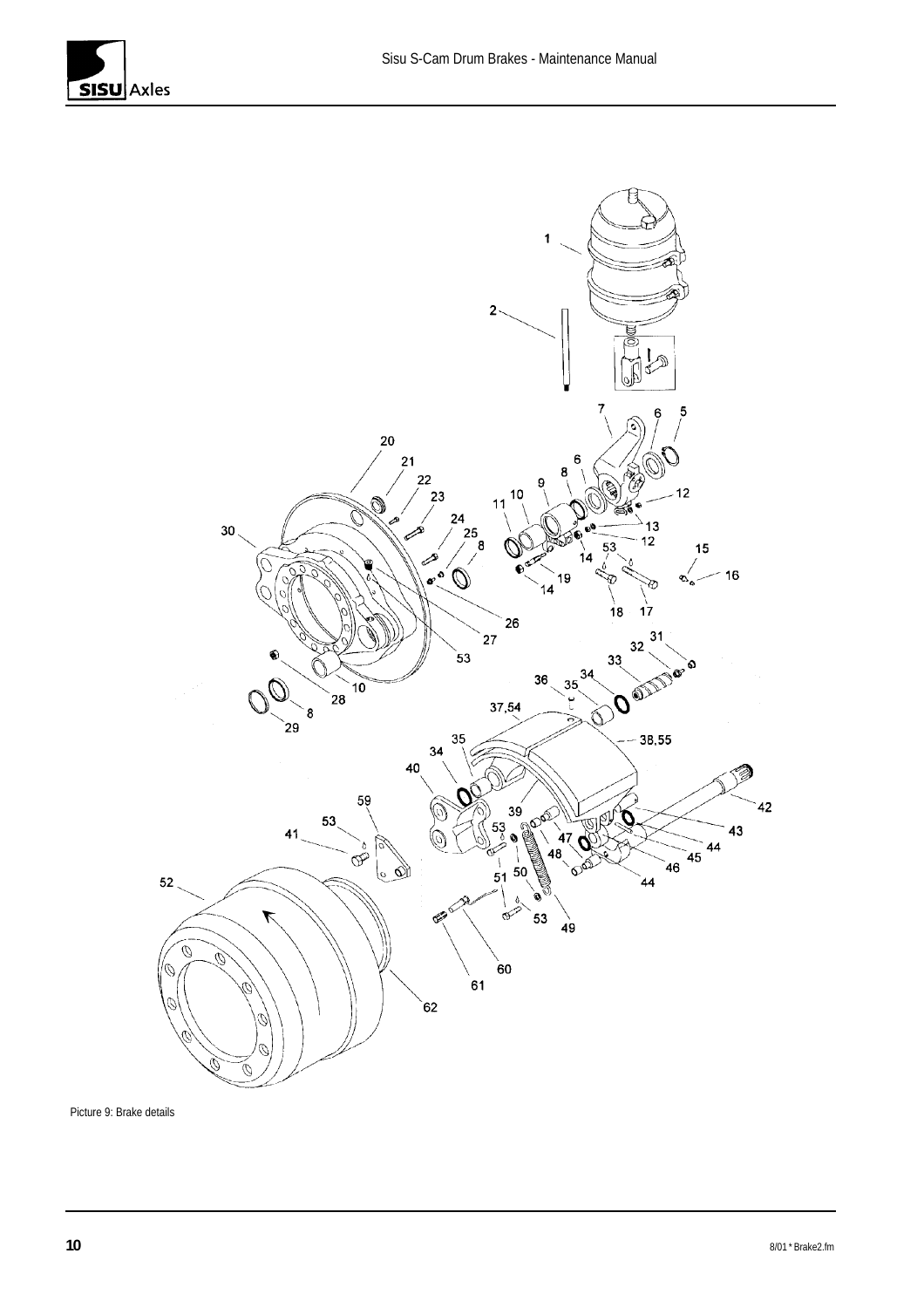Picture 9: Brake details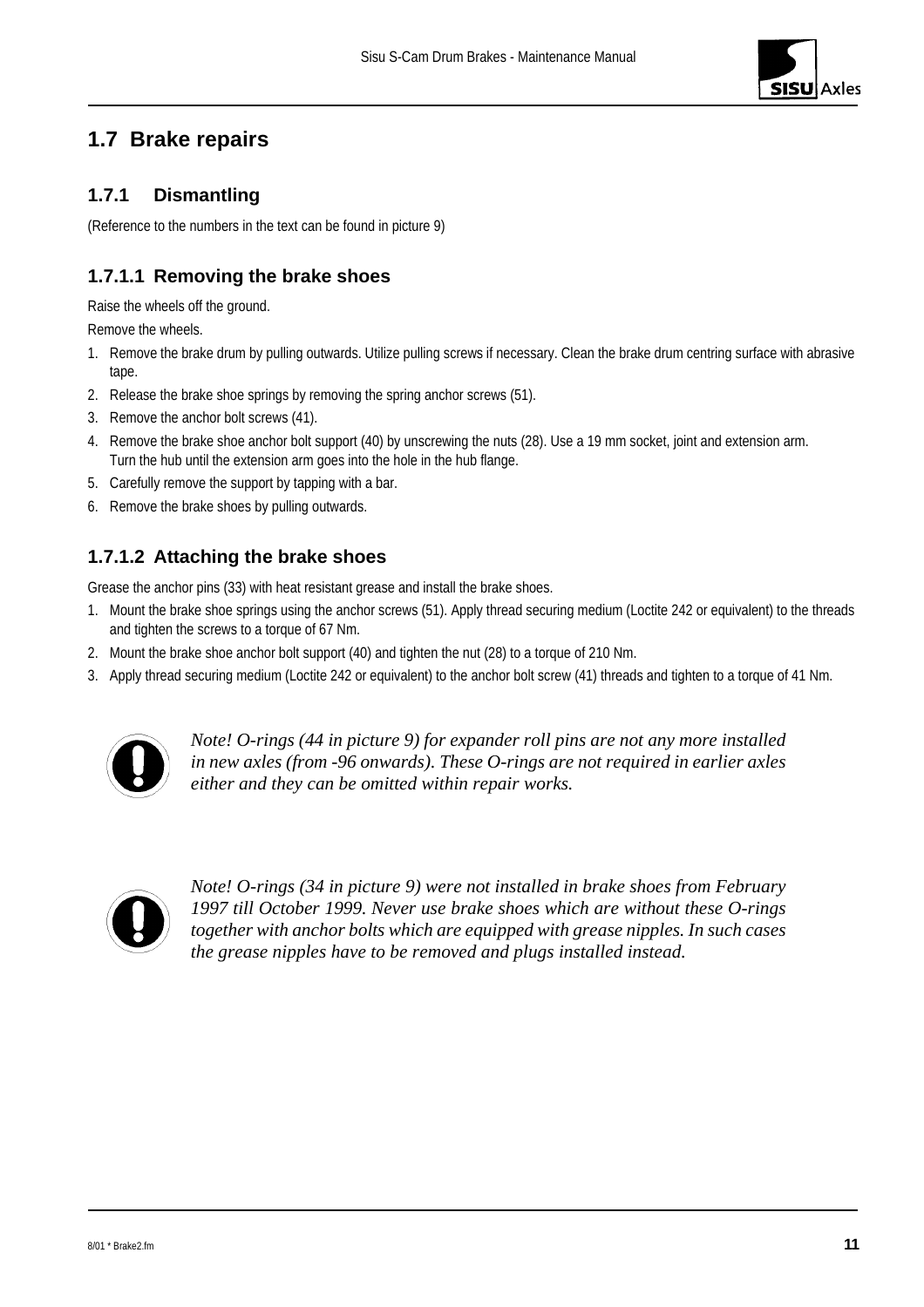## 1.7 Brake repairs

### 1.7.1 Dismantling

(Reference to the numbers in the text can be found in picture 9)

#### 1.7.1.1 Removing the brake shoes

Raise the wheels off the ground.

Remove the wheels.

1. Remove the brake drum by pulling outwards. Utilize pulling screws if necessary. Clean the brake drum centring surface with abrasive tape.
2. Release the brake shoe springs by removing the spring anchor screws (51).
3. Remove the anchor bolt screws (41).
4. Remove the brake shoe anchor bolt support (40) by unscrewing the nuts (28). Use a 19 mm socket, joint and extension arm. Turn the hub until the extension arm goes into the hole in the hub flange.
5. Carefully remove the support by tapping with a bar.
6. Remove the brake shoes by pulling outwards.

#### 1.7.1.2 Attaching the brake shoes

Grease the anchor pins (33) with heat resistant grease and install the brake shoes.

1. Mount the brake shoe springs using the anchor screws (51). Apply thread securing medium (Loctite 242 or equivalent) to the threads and tighten the screws to a torque of 67 Nm.
2. Mount the brake shoe anchor bolt support (40) and tighten the nut (28) to a torque of 210 Nm.
3. Apply thread securing medium (Loctite 242 or equivalent) to the anchor bolt screw (41) threads and tighten to a torque of 41 Nm.

*Note! O-rings (44 in picture 9) for expander roll pins are not any more installed in new axles (from -96 onwards). These O-rings are not required in earlier axles either and they can be omitted within repair works.*

*Note! O-rings (34 in picture 9) were not installed in brake shoes from February 1997 till October 1999. Never use brake shoes which are without these O-rings together with anchor bolts which are equipped with grease nipples. In such cases the grease nipples have to be removed and plugs installed instead.*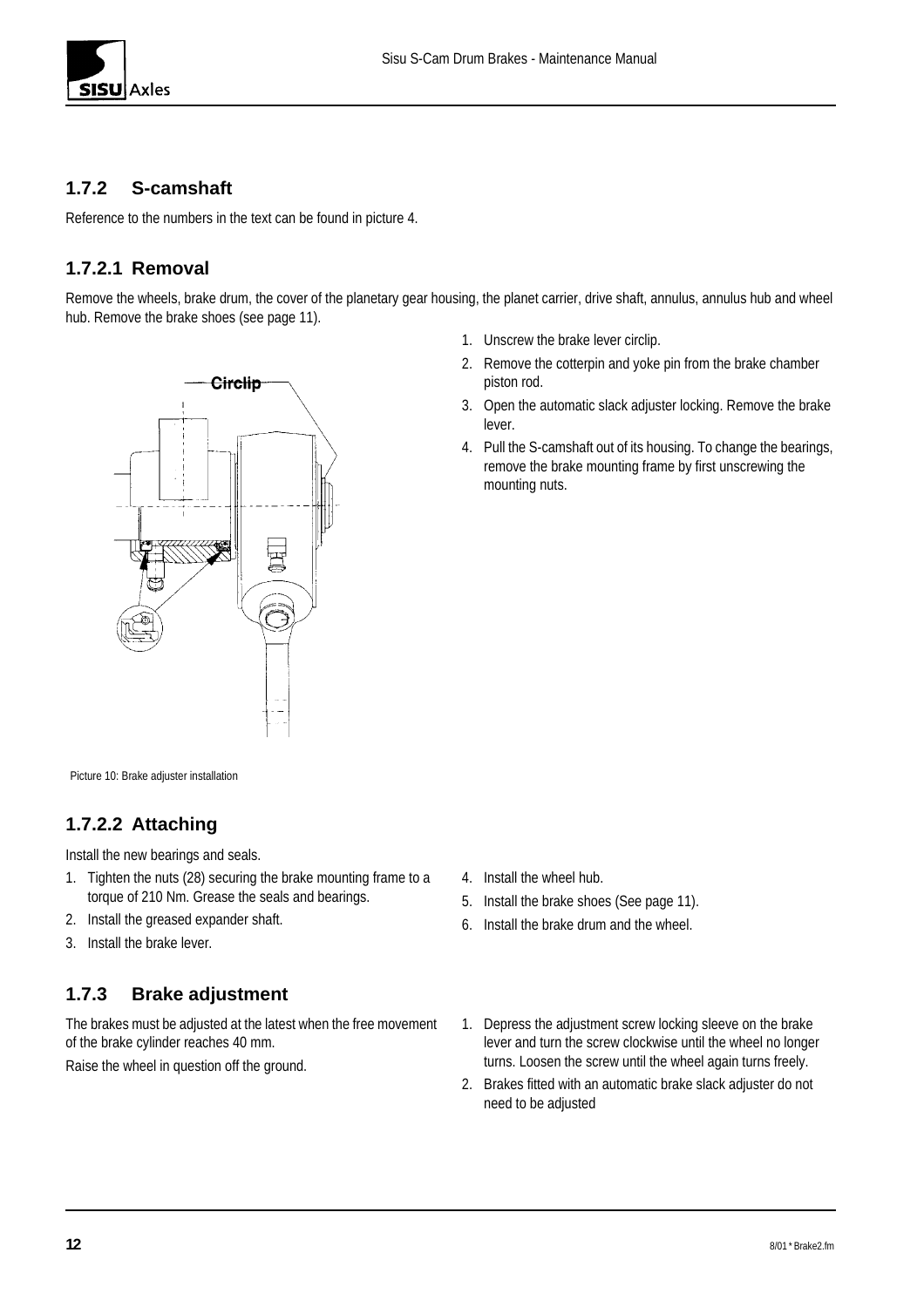### 1.7.2 S-camshaft

Reference to the numbers in the text can be found in picture 4.

#### 1.7.2.1 Removal

Remove the wheels, brake drum, the cover of the planetary gear housing, the planet carrier, drive shaft, annulus, annulus hub and wheel hub. Remove the brake shoes (see page 11).

1. Unscrew the brake lever circlip.
2. Remove the cotterpin and yoke pin from the brake chamber piston rod.
3. Open the automatic slack adjuster locking. Remove the brake lever.
4. Pull the S-camshaft out of its housing. To change the bearings, remove the brake mounting frame by first unscrewing the mounting nuts.

Circlip

Picture 10: Brake adjuster installation

#### 1.7.2.2 Attaching

Install the new bearings and seals.

1. Tighten the nuts (28) securing the brake mounting frame to a torque of 210 Nm. Grease the seals and bearings.
2. Install the greased expander shaft.
3. Install the brake lever.
4. Install the wheel hub.
5. Install the brake shoes (See page 11).
6. Install the brake drum and the wheel.

### 1.7.3 Brake adjustment

The brakes must be adjusted at the latest when the free movement of the brake cylinder reaches 40 mm.

Raise the wheel in question off the ground.

1. Depress the adjustment screw locking sleeve on the brake lever and turn the screw clockwise until the wheel no longer turns. Loosen the screw until the wheel again turns freely.
2. Brakes fitted with an automatic brake slack adjuster do not need to be adjusted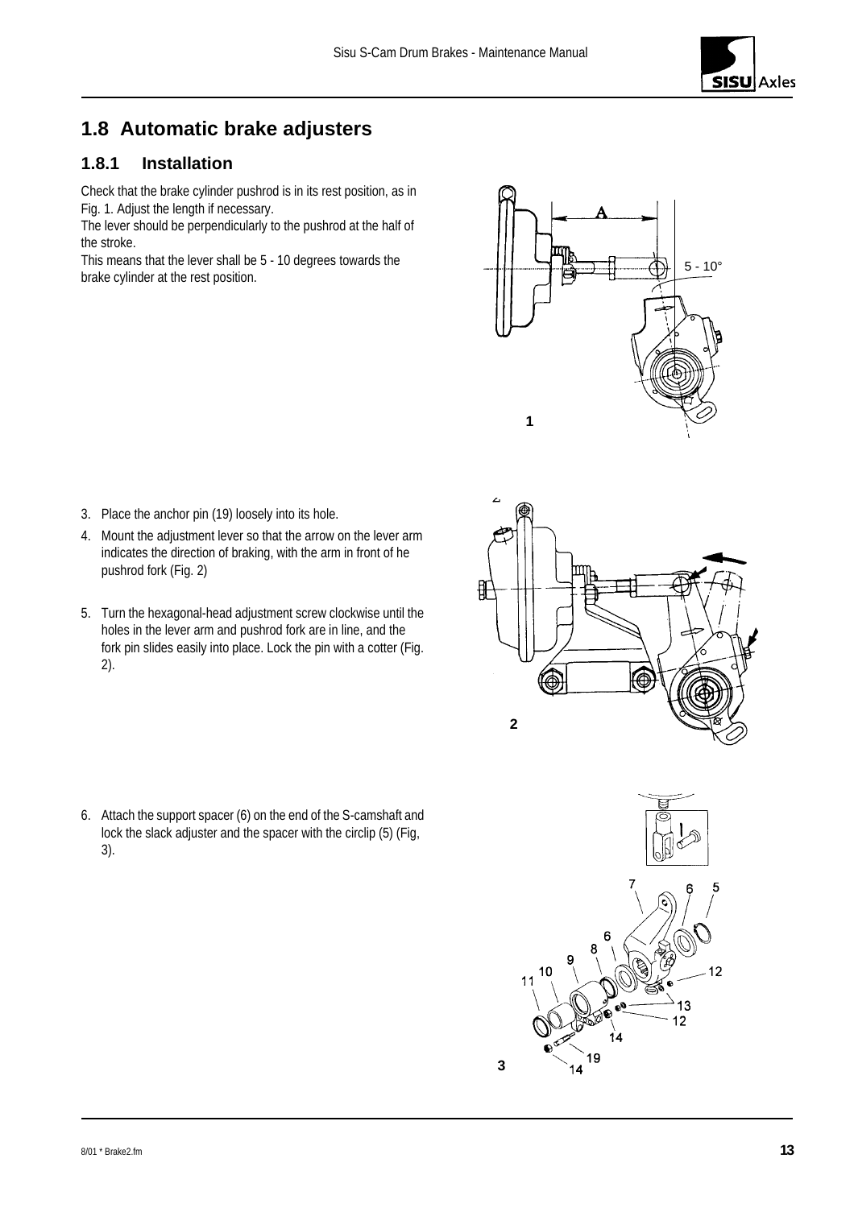## 1.8 Automatic brake adjusters

### 1.8.1 Installation

Check that the brake cylinder pushrod is in its rest position, as in Fig. 1. Adjust the length if necessary.
The lever should be perpendicularly to the pushrod at the half of the stroke.
This means that the lever shall be 5 - 10 degrees towards the brake cylinder at the rest position.

3. Place the anchor pin (19) loosely into its hole.
4. Mount the adjustment lever so that the arrow on the lever arm indicates the direction of braking, with the arm in front of he pushrod fork (Fig. 2)
5. Turn the hexagonal-head adjustment screw clockwise until the holes in the lever arm and pushrod fork are in line, and the fork pin slides easily into place. Lock the pin with a cotter (Fig. 2).
6. Attach the support spacer (6) on the end of the S-camshaft and lock the slack adjuster and the spacer with the circlip (5) (Fig, 3).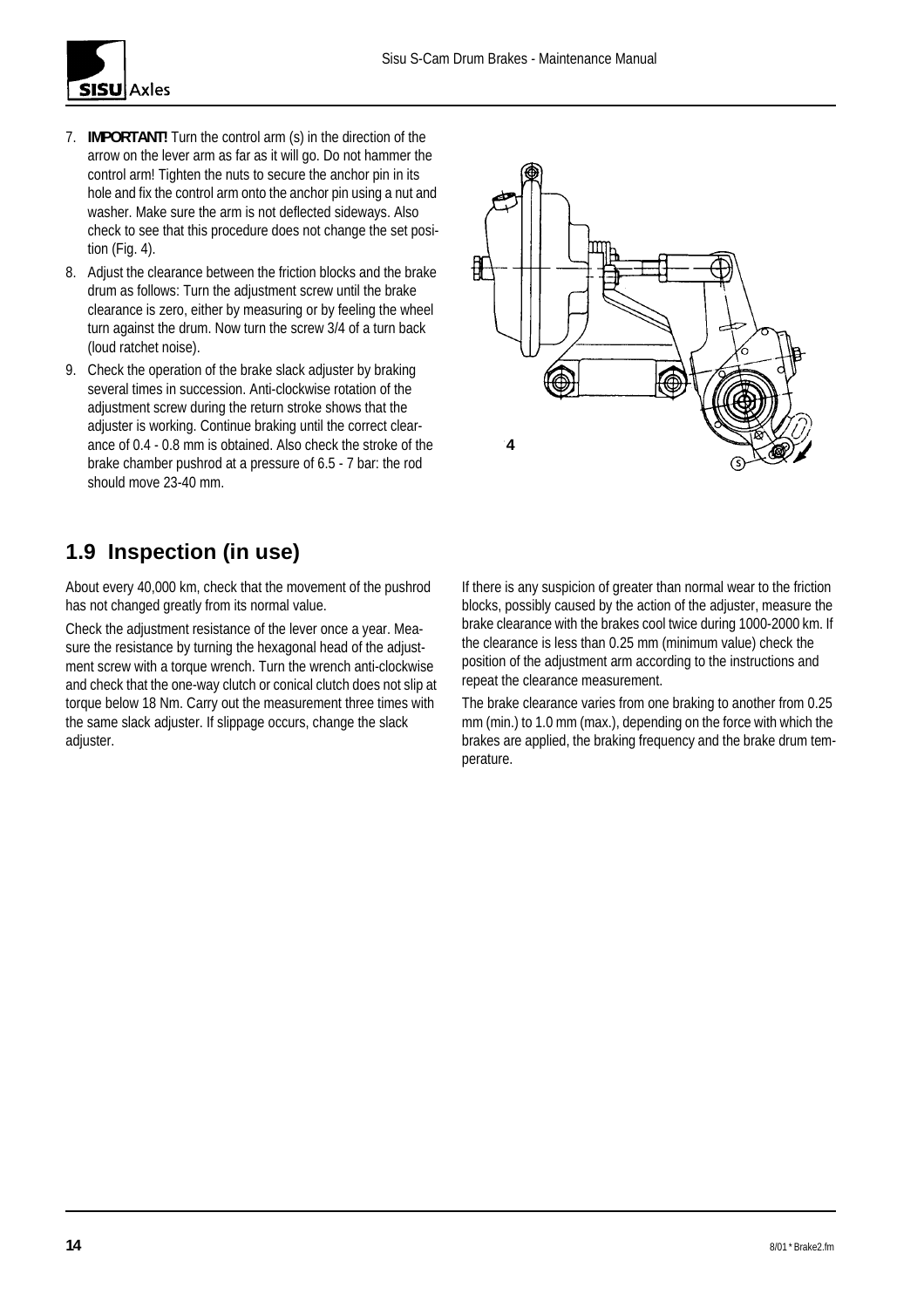7. **IMPORTANT!** Turn the control arm (s) in the direction of the arrow on the lever arm as far as it will go. Do not hammer the control arm! Tighten the nuts to secure the anchor pin in its hole and fix the control arm onto the anchor pin using a nut and washer. Make sure the arm is not deflected sideways. Also check to see that this procedure does not change the set position (Fig. 4).
8. Adjust the clearance between the friction blocks and the brake drum as follows: Turn the adjustment screw until the brake clearance is zero, either by measuring or by feeling the wheel turn against the drum. Now turn the screw 3/4 of a turn back (loud ratchet noise).
9. Check the operation of the brake slack adjuster by braking several times in succession. Anti-clockwise rotation of the adjustment screw during the return stroke shows that the adjuster is working. Continue braking until the correct clearance of 0.4 - 0.8 mm is obtained. Also check the stroke of the brake chamber pushrod at a pressure of 6.5 - 7 bar: the rod should move 23-40 mm.

4

## 1.9 Inspection (in use)

About every 40,000 km, check that the movement of the pushrod has not changed greatly from its normal value.

Check the adjustment resistance of the lever once a year. Measure the resistance by turning the hexagonal head of the adjustment screw with a torque wrench. Turn the wrench anti-clockwise and check that the one-way clutch or conical clutch does not slip at torque below 18 Nm. Carry out the measurement three times with the same slack adjuster. If slippage occurs, change the slack adjuster.

If there is any suspicion of greater than normal wear to the friction blocks, possibly caused by the action of the adjuster, measure the brake clearance with the brakes cool twice during 1000-2000 km. If the clearance is less than 0.25 mm (minimum value) check the position of the adjustment arm according to the instructions and repeat the clearance measurement.

The brake clearance varies from one braking to another from 0.25 mm (min.) to 1.0 mm (max.), depending on the force with which the brakes are applied, the braking frequency and the brake drum temperature.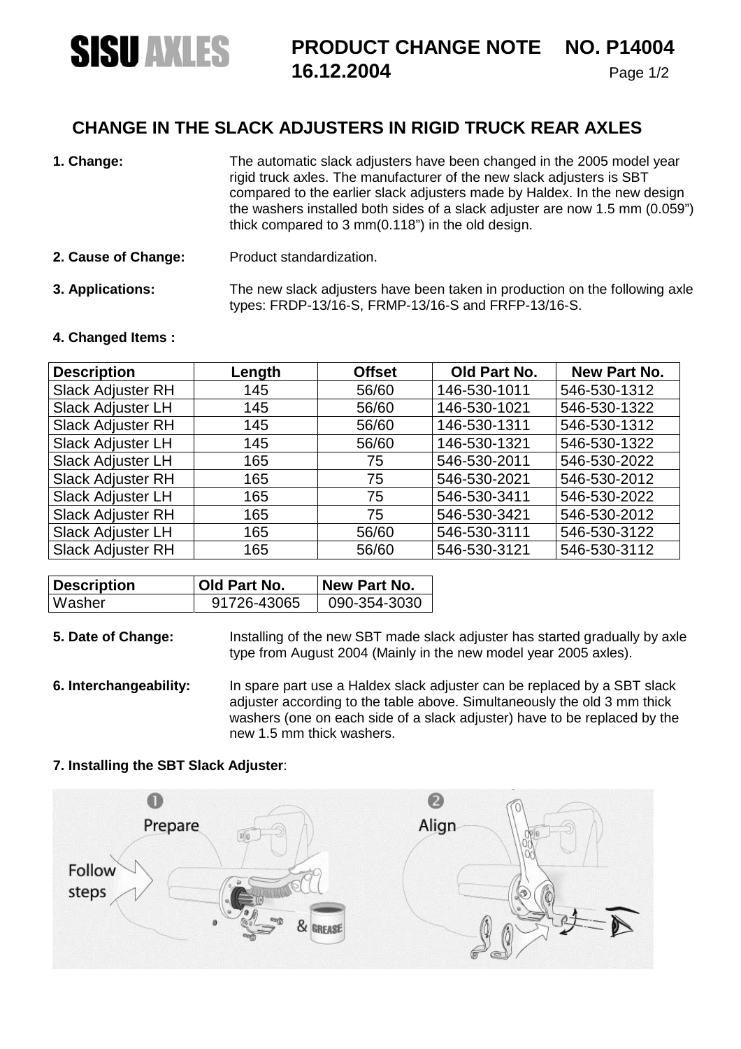# PRODUCT CHANGE NOTE NO. P14004

**16.12.2004**

## CHANGE IN THE SLACK ADJUSTERS IN RIGID TRUCK REAR AXLES

**1. Change:** The automatic slack adjusters have been changed in the 2005 model year rigid truck axles. The manufacturer of the new slack adjusters is SBT compared to the earlier slack adjusters made by Haldex. In the new design the washers installed both sides of a slack adjuster are now 1.5 mm (0.059") thick compared to 3 mm(0.118") in the old design.

**2. Cause of Change:** Product standardization.

**3. Applications:** The new slack adjusters have been taken in production on the following axle types: FRDP-13/16-S, FRMP-13/16-S and FRFP-13/16-S.

**4. Changed Items :**

| Description | Length | Offset | Old Part No. | New Part No. |
|---|---|---|---|---|
| Slack Adjuster RH | 145 | 56/60 | 146-530-1011 | 546-530-1312 |
| Slack Adjuster LH | 145 | 56/60 | 146-530-1021 | 546-530-1322 |
| Slack Adjuster RH | 145 | 56/60 | 146-530-1311 | 546-530-1312 |
| Slack Adjuster LH | 145 | 56/60 | 146-530-1321 | 546-530-1322 |
| Slack Adjuster LH | 165 | 75 | 546-530-2011 | 546-530-2022 |
| Slack Adjuster RH | 165 | 75 | 546-530-2021 | 546-530-2012 |
| Slack Adjuster LH | 165 | 75 | 546-530-3411 | 546-530-2022 |
| Slack Adjuster RH | 165 | 75 | 546-530-3421 | 546-530-2012 |
| Slack Adjuster LH | 165 | 56/60 | 546-530-3111 | 546-530-3122 |
| Slack Adjuster RH | 165 | 56/60 | 546-530-3121 | 546-530-3112 |

| Description | Old Part No. | New Part No. |
|---|---|---|
| Washer | 91726-43065 | 090-354-3030 |

**5. Date of Change:** Installing of the new SBT made slack adjuster has started gradually by axle type from August 2004 (Mainly in the new model year 2005 axles).

**6. Interchangeability:** In spare part use a Haldex slack adjuster can be replaced by a SBT slack adjuster according to the table above. Simultaneously the old 3 mm thick washers (one on each side of a slack adjuster) have to be replaced by the new 1.5 mm thick washers.

**7. Installing the SBT Slack Adjuster**:

1 Prepare

Follow steps

& GREASE

2 Align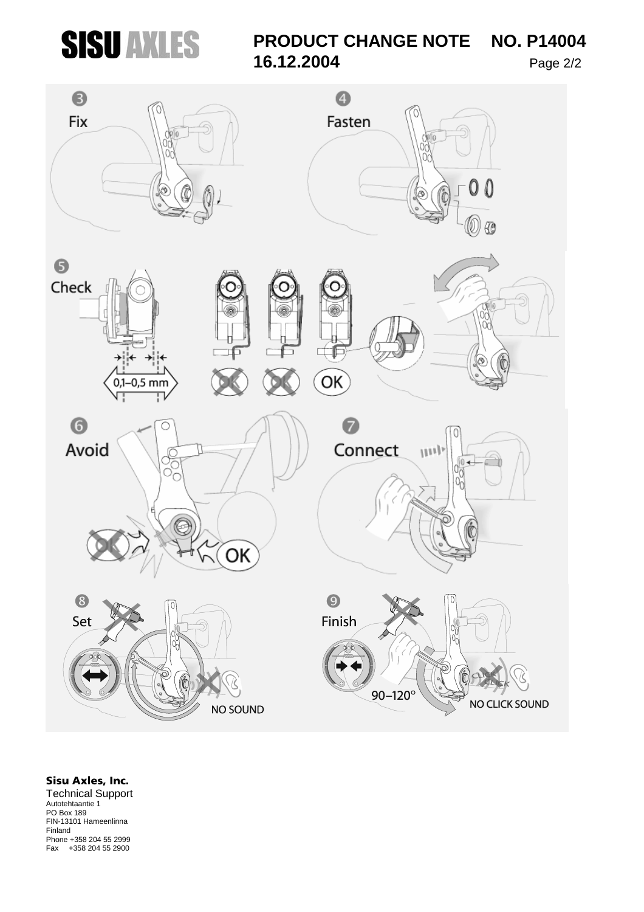# SISU AXLES

## PRODUCT CHANGE NOTE NO. P14004

**16.12.2004**

3 Fix

4 Fasten

5 Check

0,1–0,5 mm

OK

6 Avoid

OK

7 Connect

8 Set

NO SOUND

9 Finish

90–120°

CLICK

NO CLICK SOUND

**Sisu Axles, Inc.**
Technical Support
Autotehtaantie 1
PO Box 189
FIN-13101 Hameenlinna
Finland
Phone +358 204 55 2999
Fax +358 204 55 2900